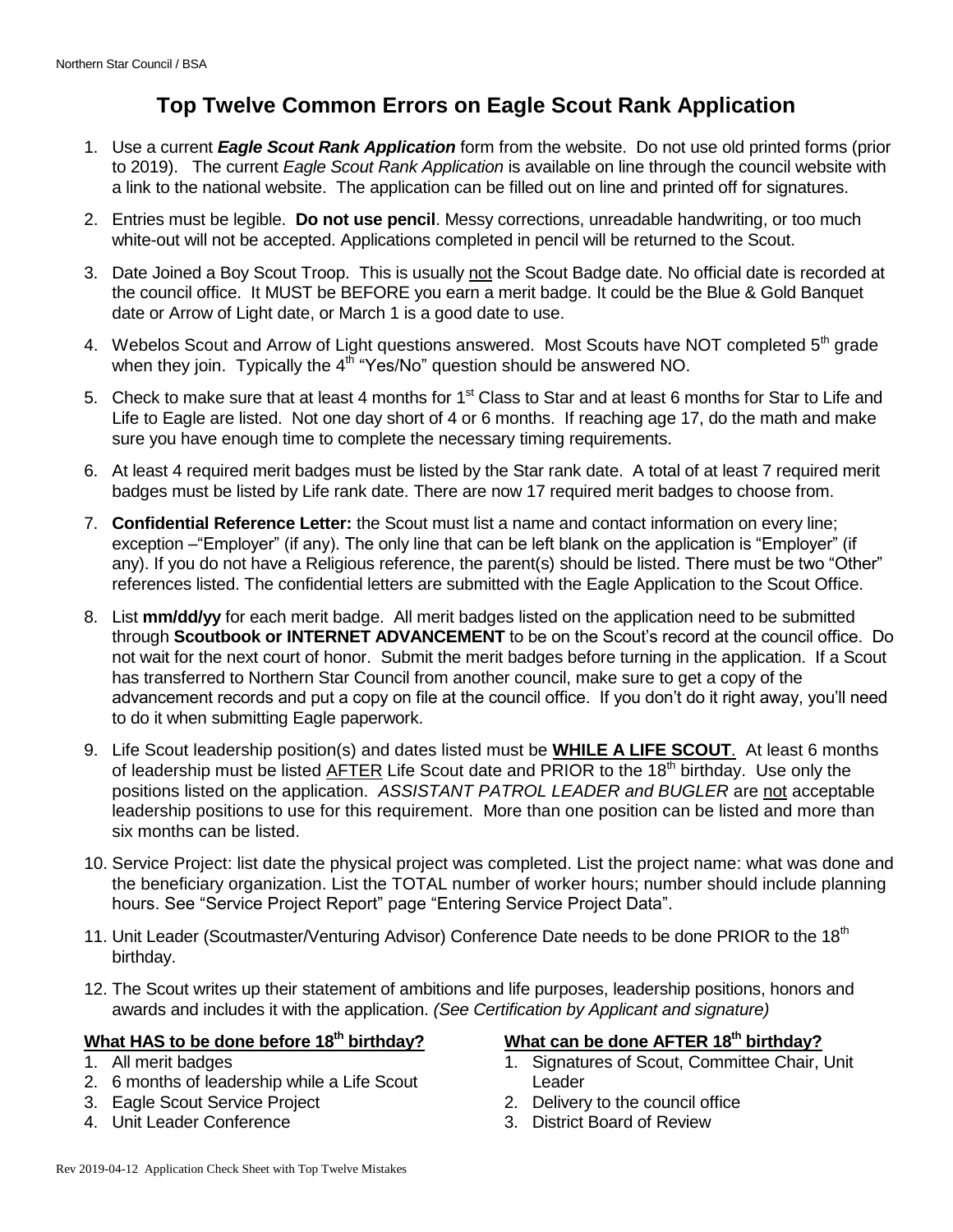Northern Star Council / BSA

# Top Twelve Common Errors on Eagle Scout Rank Application

1. Use a current ***Eagle Scout Rank Application*** form from the website. Do not use old printed forms (prior to 2019). The current *Eagle Scout Rank Application* is available on line through the council website with a link to the national website. The application can be filled out on line and printed off for signatures.
2. Entries must be legible. **Do not use pencil**. Messy corrections, unreadable handwriting, or too much white-out will not be accepted. Applications completed in pencil will be returned to the Scout.
3. Date Joined a Boy Scout Troop. This is usually not the Scout Badge date. No official date is recorded at the council office. It MUST be BEFORE you earn a merit badge. It could be the Blue & Gold Banquet date or Arrow of Light date, or March 1 is a good date to use.
4. Webelos Scout and Arrow of Light questions answered. Most Scouts have NOT completed 5th grade when they join. Typically the 4th "Yes/No" question should be answered NO.
5. Check to make sure that at least 4 months for 1st Class to Star and at least 6 months for Star to Life and Life to Eagle are listed. Not one day short of 4 or 6 months. If reaching age 17, do the math and make sure you have enough time to complete the necessary timing requirements.
6. At least 4 required merit badges must be listed by the Star rank date. A total of at least 7 required merit badges must be listed by Life rank date. There are now 17 required merit badges to choose from.
7. **Confidential Reference Letter:** the Scout must list a name and contact information on every line; exception –"Employer" (if any). The only line that can be left blank on the application is "Employer" (if any). If you do not have a Religious reference, the parent(s) should be listed. There must be two "Other" references listed. The confidential letters are submitted with the Eagle Application to the Scout Office.
8. List **mm/dd/yy** for each merit badge. All merit badges listed on the application need to be submitted through **Scoutbook or INTERNET ADVANCEMENT** to be on the Scout's record at the council office. Do not wait for the next court of honor. Submit the merit badges before turning in the application. If a Scout has transferred to Northern Star Council from another council, make sure to get a copy of the advancement records and put a copy on file at the council office. If you don't do it right away, you'll need to do it when submitting Eagle paperwork.
9. Life Scout leadership position(s) and dates listed must be **WHILE A LIFE SCOUT**. At least 6 months of leadership must be listed AFTER Life Scout date and PRIOR to the 18th birthday. Use only the positions listed on the application. *ASSISTANT PATROL LEADER and BUGLER* are not acceptable leadership positions to use for this requirement. More than one position can be listed and more than six months can be listed.
10. Service Project: list date the physical project was completed. List the project name: what was done and the beneficiary organization. List the TOTAL number of worker hours; number should include planning hours. See "Service Project Report" page "Entering Service Project Data".
11. Unit Leader (Scoutmaster/Venturing Advisor) Conference Date needs to be done PRIOR to the 18th birthday.
12. The Scout writes up their statement of ambitions and life purposes, leadership positions, honors and awards and includes it with the application. *(See Certification by Applicant and signature)*

**What HAS to be done before 18th birthday?**

1. All merit badges
2. 6 months of leadership while a Life Scout
3. Eagle Scout Service Project
4. Unit Leader Conference

**What can be done AFTER 18th birthday?**

1. Signatures of Scout, Committee Chair, Unit Leader
2. Delivery to the council office
3. District Board of Review

Rev 2019-04-12 Application Check Sheet with Top Twelve Mistakes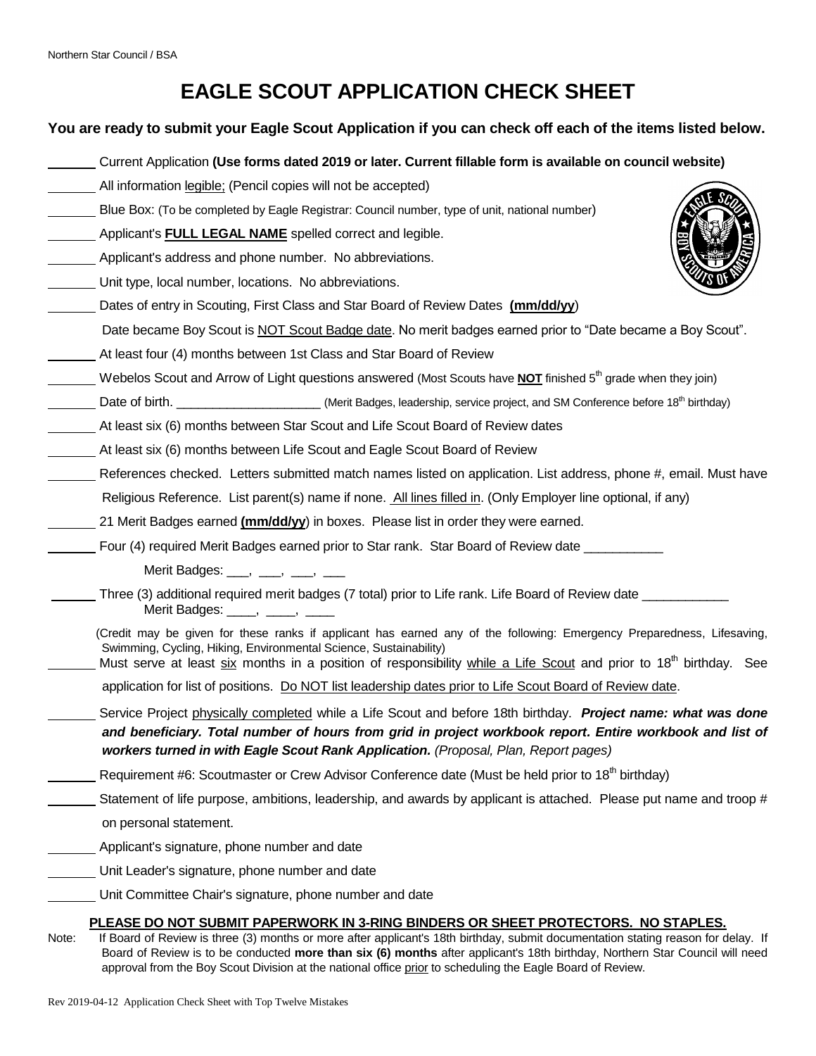Northern Star Council / BSA

# EAGLE SCOUT APPLICATION CHECK SHEET

**You are ready to submit your Eagle Scout Application if you can check off each of the items listed below.**

_______ Current Application **(Use forms dated 2019 or later. Current fillable form is available on council website)**

_______ All information legible; (Pencil copies will not be accepted)

_______ Blue Box: (To be completed by Eagle Registrar: Council number, type of unit, national number)

_______ Applicant's **FULL LEGAL NAME** spelled correct and legible.

_______ Applicant's address and phone number. No abbreviations.

_______ Unit type, local number, locations. No abbreviations.

_______ Dates of entry in Scouting, First Class and Star Board of Review Dates **(mm/dd/yy)**

Date became Boy Scout is NOT Scout Badge date. No merit badges earned prior to "Date became a Boy Scout".

_______ At least four (4) months between 1st Class and Star Board of Review

_______ Webelos Scout and Arrow of Light questions answered (Most Scouts have **NOT** finished 5th grade when they join)

_______ Date of birth. ____________________ (Merit Badges, leadership, service project, and SM Conference before 18th birthday)

_______ At least six (6) months between Star Scout and Life Scout Board of Review dates

_______ At least six (6) months between Life Scout and Eagle Scout Board of Review

_______ References checked. Letters submitted match names listed on application. List address, phone #, email. Must have Religious Reference. List parent(s) name if none. All lines filled in. (Only Employer line optional, if any)

_______ 21 Merit Badges earned **(mm/dd/yy)** in boxes. Please list in order they were earned.

_______ Four (4) required Merit Badges earned prior to Star rank. Star Board of Review date ___________

Merit Badges: ___, ___, ___, ___

_______ Three (3) additional required merit badges (7 total) prior to Life rank. Life Board of Review date ____________

Merit Badges: ____, ____, ____

(Credit may be given for these ranks if applicant has earned any of the following: Emergency Preparedness, Lifesaving, Swimming, Cycling, Hiking, Environmental Science, Sustainability)

_______ Must serve at least six months in a position of responsibility while a Life Scout and prior to 18th birthday. See application for list of positions. Do NOT list leadership dates prior to Life Scout Board of Review date.

_______ Service Project physically completed while a Life Scout and before 18th birthday. ***Project name: what was done and beneficiary. Total number of hours from grid in project workbook report. Entire workbook and list of workers turned in with Eagle Scout Rank Application.*** *(Proposal, Plan, Report pages)*

_______ Requirement #6: Scoutmaster or Crew Advisor Conference date (Must be held prior to 18th birthday)

_______ Statement of life purpose, ambitions, leadership, and awards by applicant is attached. Please put name and troop # on personal statement.

_______ Applicant's signature, phone number and date

_______ Unit Leader's signature, phone number and date

_______ Unit Committee Chair's signature, phone number and date

**PLEASE DO NOT SUBMIT PAPERWORK IN 3-RING BINDERS OR SHEET PROTECTORS. NO STAPLES.**

Note: If Board of Review is three (3) months or more after applicant's 18th birthday, submit documentation stating reason for delay. If Board of Review is to be conducted **more than six (6) months** after applicant's 18th birthday, Northern Star Council will need approval from the Boy Scout Division at the national office prior to scheduling the Eagle Board of Review.

Rev 2019-04-12 Application Check Sheet with Top Twelve Mistakes